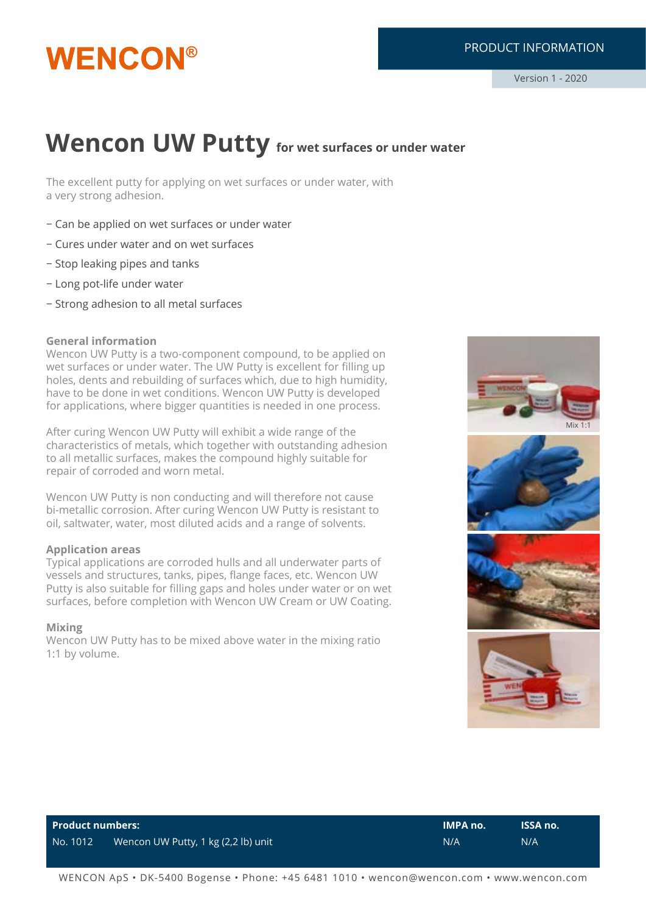# Wencon UW Putty for wet surfaces or under water

The excellent putty for applying on wet surfaces or under water, with a very strong adhesion.

- Can be applied on wet surfaces or under water
- Cures under water and on wet surfaces
- Stop leaking pipes and tanks
- Long pot-life under water
- Strong adhesion to all metal surfaces

### General information

Wencon UW Putty is a two-component compound, to be applied on wet surfaces or under water. The UW Putty is excellent for filling up holes, dents and rebuilding of surfaces which, due to high humidity, have to be done in wet conditions. Wencon UW Putty is developed for applications, where bigger quantities is needed in one process.

After curing Wencon UW Putty will exhibit a wide range of the characteristics of metals, which together with outstanding adhesion to all metallic surfaces, makes the compound highly suitable for repair of corroded and worn metal.

Wencon UW Putty is non conducting and will therefore not cause bi-metallic corrosion. After curing Wencon UW Putty is resistant to oil, saltwater, water, most diluted acids and a range of solvents.

### Application areas

Typical applications are corroded hulls and all underwater parts of vessels and structures, tanks, pipes, flange faces, etc. Wencon UW Putty is also suitable for filling gaps and holes under water or on wet surfaces, before completion with Wencon UW Cream or UW Coating.

### Mixing

Wencon UW Putty has to be mixed above water in the mixing ratio 1:1 by volume.

Mix 1:1

| Product numbers: | | IMPA no. | ISSA no. |
|---|---|---|---|
| No. 1012 | Wencon UW Putty, 1 kg (2,2 lb) unit | N/A | N/A |

WENCON ApS • DK-5400 Bogense • Phone: +45 6481 1010 • wencon@wencon.com • www.wencon.com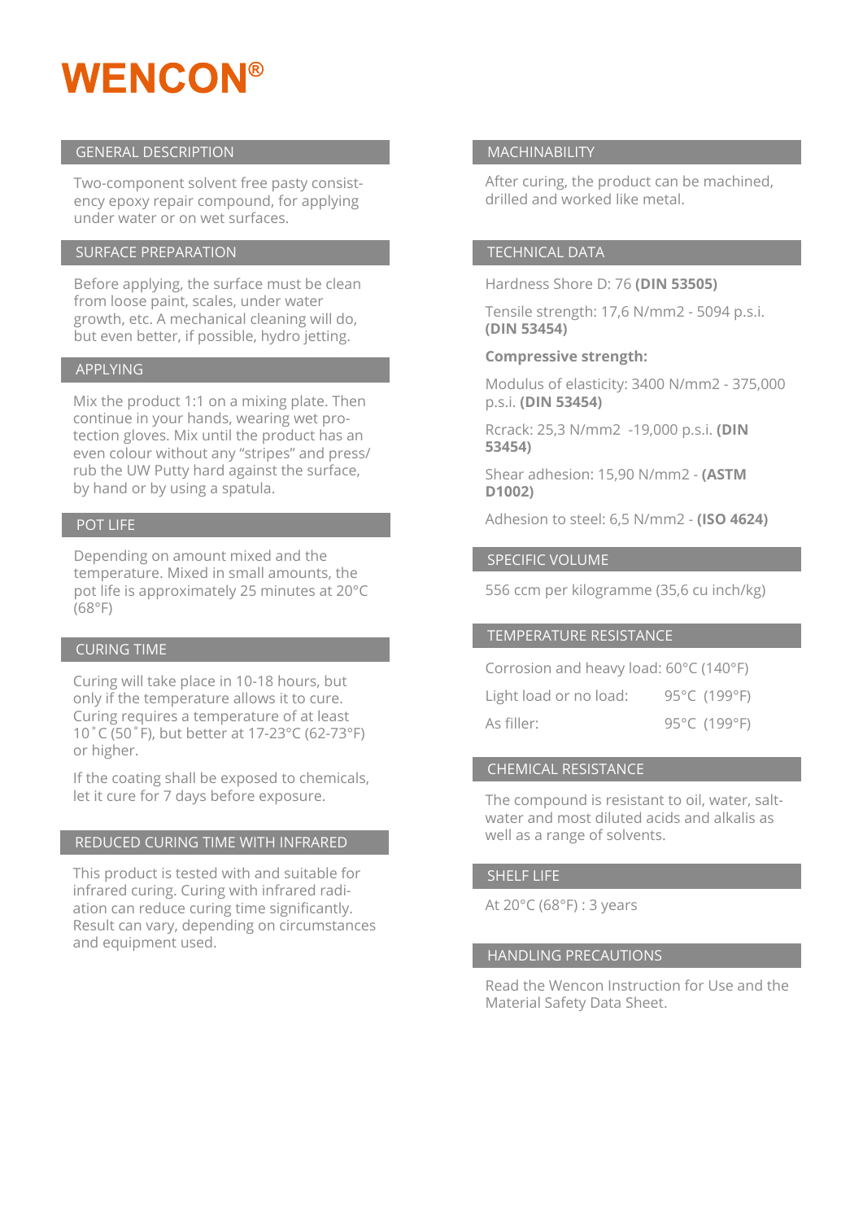# WENCON®

## GENERAL DESCRIPTION

Two-component solvent free pasty consistency epoxy repair compound, for applying under water or on wet surfaces.

## SURFACE PREPARATION

Before applying, the surface must be clean from loose paint, scales, under water growth, etc. A mechanical cleaning will do, but even better, if possible, hydro jetting.

## APPLYING

Mix the product 1:1 on a mixing plate. Then continue in your hands, wearing wet protection gloves. Mix until the product has an even colour without any "stripes" and press/rub the UW Putty hard against the surface, by hand or by using a spatula.

## POT LIFE

Depending on amount mixed and the temperature. Mixed in small amounts, the pot life is approximately 25 minutes at 20°C (68°F)

## CURING TIME

Curing will take place in 10-18 hours, but only if the temperature allows it to cure. Curing requires a temperature of at least 10˚C (50˚F), but better at 17-23°C (62-73°F) or higher.

If the coating shall be exposed to chemicals, let it cure for 7 days before exposure.

## REDUCED CURING TIME WITH INFRARED

This product is tested with and suitable for infrared curing. Curing with infrared radiation can reduce curing time significantly. Result can vary, depending on circumstances and equipment used.

## MACHINABILITY

After curing, the product can be machined, drilled and worked like metal.

## TECHNICAL DATA

Hardness Shore D: 76 **(DIN 53505)**

Tensile strength: 17,6 N/mm2 - 5094 p.s.i. **(DIN 53454)**

**Compressive strength:**

Modulus of elasticity: 3400 N/mm2 - 375,000 p.s.i. **(DIN 53454)**

Rcrack: 25,3 N/mm2 -19,000 p.s.i. **(DIN 53454)**

Shear adhesion: 15,90 N/mm2 - **(ASTM D1002)**

Adhesion to steel: 6,5 N/mm2 - **(ISO 4624)**

## SPECIFIC VOLUME

556 ccm per kilogramme (35,6 cu inch/kg)

## TEMPERATURE RESISTANCE

Corrosion and heavy load: 60°C (140°F)

Light load or no load: 95°C (199°F)

As filler: 95°C (199°F)

## CHEMICAL RESISTANCE

The compound is resistant to oil, water, saltwater and most diluted acids and alkalis as well as a range of solvents.

## SHELF LIFE

At 20°C (68°F) : 3 years

## HANDLING PRECAUTIONS

Read the Wencon Instruction for Use and the Material Safety Data Sheet.